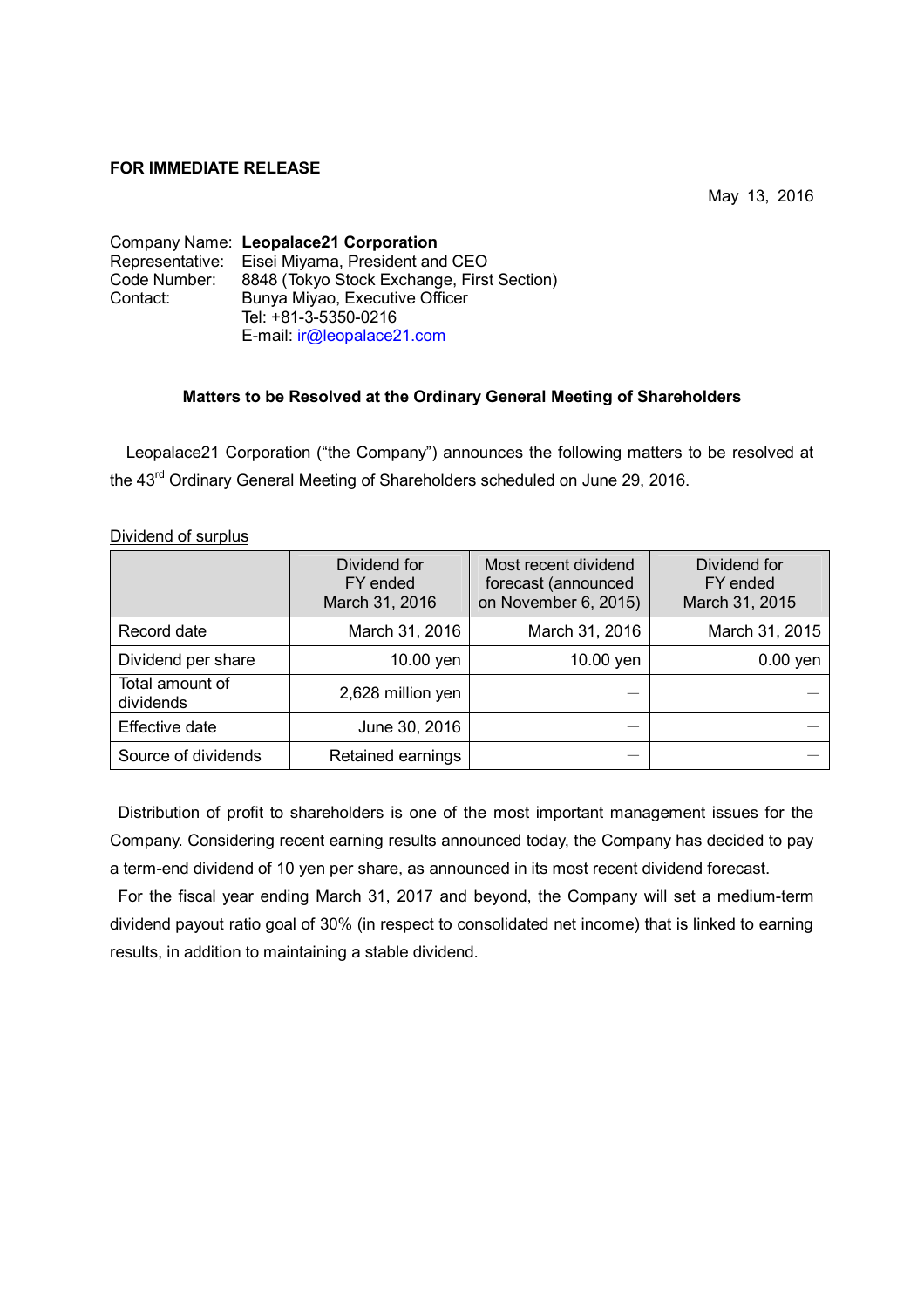**FOR IMMEDIATE RELEASE**

May 13, 2016

Company Name: **Leopalace21 Corporation**
Representative: Eisei Miyama, President and CEO
Code Number: 8848 (Tokyo Stock Exchange, First Section)
Contact: Bunya Miyao, Executive Officer
Tel: +81-3-5350-0216
E-mail: ir@leopalace21.com

## Matters to be Resolved at the Ordinary General Meeting of Shareholders

Leopalace21 Corporation ("the Company") announces the following matters to be resolved at the 43rd Ordinary General Meeting of Shareholders scheduled on June 29, 2016.

Dividend of surplus

| | Dividend for FY ended March 31, 2016 | Most recent dividend forecast (announced on November 6, 2015) | Dividend for FY ended March 31, 2015 |
|---|---|---|---|
| Record date | March 31, 2016 | March 31, 2016 | March 31, 2015 |
| Dividend per share | 10.00 yen | 10.00 yen | 0.00 yen |
| Total amount of dividends | 2,628 million yen | — | — |
| Effective date | June 30, 2016 | — | — |
| Source of dividends | Retained earnings | — | — |

Distribution of profit to shareholders is one of the most important management issues for the Company. Considering recent earning results announced today, the Company has decided to pay a term-end dividend of 10 yen per share, as announced in its most recent dividend forecast.

For the fiscal year ending March 31, 2017 and beyond, the Company will set a medium-term dividend payout ratio goal of 30% (in respect to consolidated net income) that is linked to earning results, in addition to maintaining a stable dividend.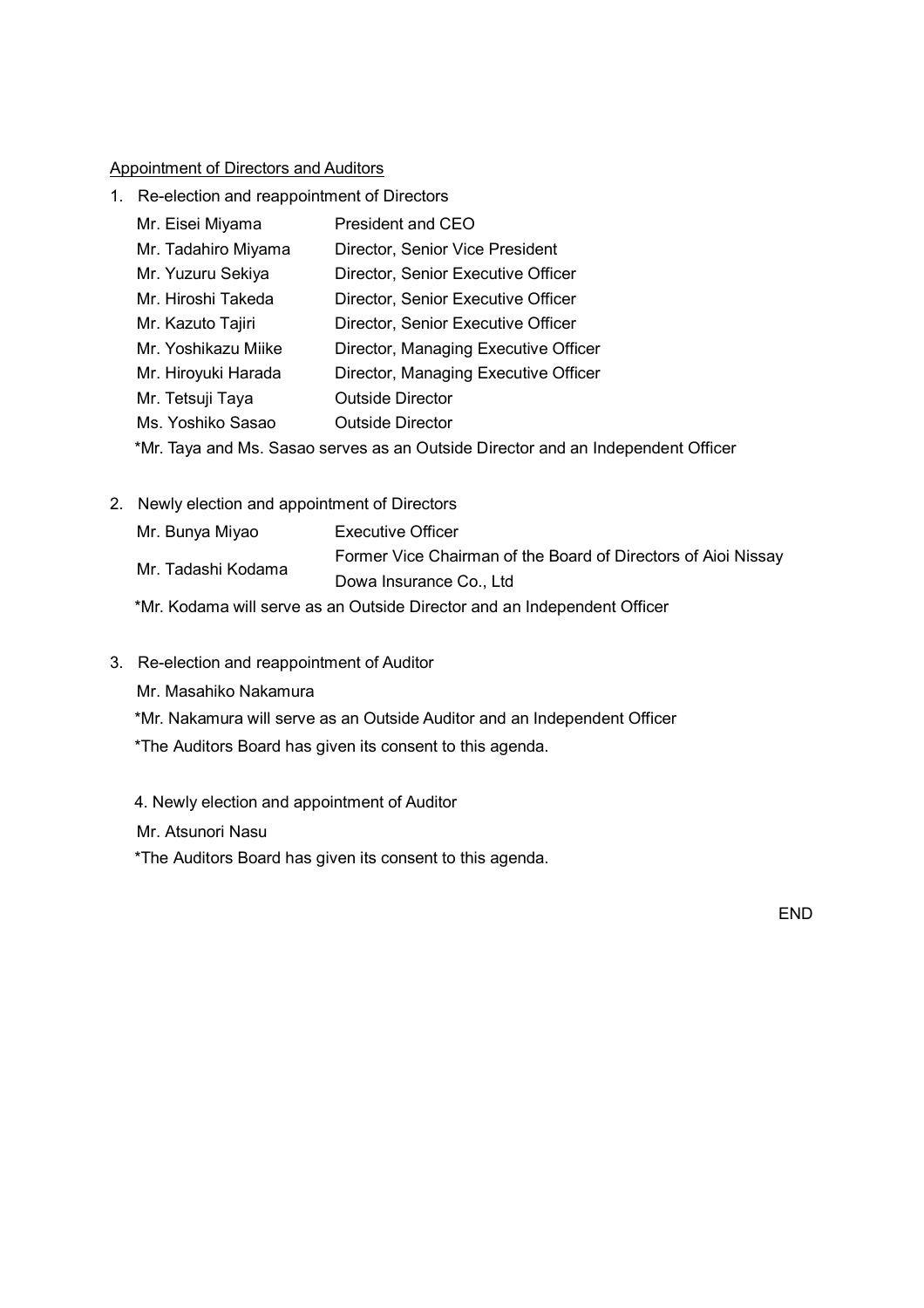<u>Appointment of Directors and Auditors</u>

1. Re-election and reappointment of Directors

| | |
|---|---|
| Mr. Eisei Miyama | President and CEO |
| Mr. Tadahiro Miyama | Director, Senior Vice President |
| Mr. Yuzuru Sekiya | Director, Senior Executive Officer |
| Mr. Hiroshi Takeda | Director, Senior Executive Officer |
| Mr. Kazuto Tajiri | Director, Senior Executive Officer |
| Mr. Yoshikazu Miike | Director, Managing Executive Officer |
| Mr. Hiroyuki Harada | Director, Managing Executive Officer |
| Mr. Tetsuji Taya | Outside Director |
| Ms. Yoshiko Sasao | Outside Director |

*Mr. Taya and Ms. Sasao serves as an Outside Director and an Independent Officer

2. Newly election and appointment of Directors

| | |
|---|---|
| Mr. Bunya Miyao | Executive Officer |
| Mr. Tadashi Kodama | Former Vice Chairman of the Board of Directors of Aioi Nissay Dowa Insurance Co., Ltd |

*Mr. Kodama will serve as an Outside Director and an Independent Officer

3. Re-election and reappointment of Auditor

Mr. Masahiko Nakamura

*Mr. Nakamura will serve as an Outside Auditor and an Independent Officer

*The Auditors Board has given its consent to this agenda.

4. Newly election and appointment of Auditor

Mr. Atsunori Nasu

*The Auditors Board has given its consent to this agenda.

END